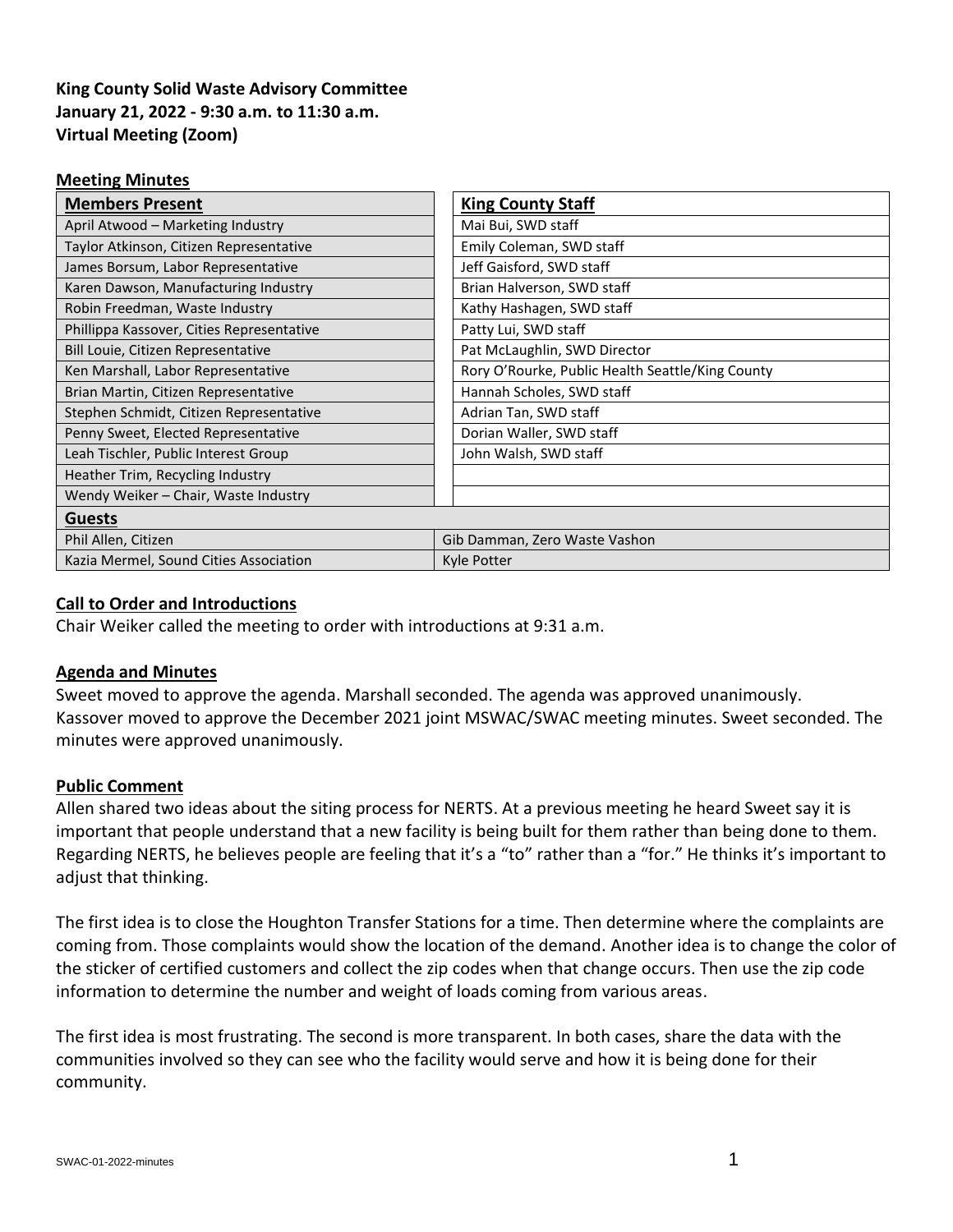**King County Solid Waste Advisory Committee**
**January 21, 2022 - 9:30 a.m. to 11:30 a.m.**
**Virtual Meeting (Zoom)**

## Meeting Minutes

| Members Present | King County Staff |
|---|---|
| April Atwood – Marketing Industry | Mai Bui, SWD staff |
| Taylor Atkinson, Citizen Representative | Emily Coleman, SWD staff |
| James Borsum, Labor Representative | Jeff Gaisford, SWD staff |
| Karen Dawson, Manufacturing Industry | Brian Halverson, SWD staff |
| Robin Freedman, Waste Industry | Kathy Hashagen, SWD staff |
| Phillippa Kassover, Cities Representative | Patty Lui, SWD staff |
| Bill Louie, Citizen Representative | Pat McLaughlin, SWD Director |
| Ken Marshall, Labor Representative | Rory O'Rourke, Public Health Seattle/King County |
| Brian Martin, Citizen Representative | Hannah Scholes, SWD staff |
| Stephen Schmidt, Citizen Representative | Adrian Tan, SWD staff |
| Penny Sweet, Elected Representative | Dorian Waller, SWD staff |
| Leah Tischler, Public Interest Group | John Walsh, SWD staff |
| Heather Trim, Recycling Industry | |
| Wendy Weiker – Chair, Waste Industry | |
| **Guests** | |
| Phil Allen, Citizen | Gib Damman, Zero Waste Vashon |
| Kazia Mermel, Sound Cities Association | Kyle Potter |

### Call to Order and Introductions

Chair Weiker called the meeting to order with introductions at 9:31 a.m.

### Agenda and Minutes

Sweet moved to approve the agenda. Marshall seconded. The agenda was approved unanimously.
Kassover moved to approve the December 2021 joint MSWAC/SWAC meeting minutes. Sweet seconded. The minutes were approved unanimously.

### Public Comment

Allen shared two ideas about the siting process for NERTS. At a previous meeting he heard Sweet say it is important that people understand that a new facility is being built for them rather than being done to them. Regarding NERTS, he believes people are feeling that it's a "to" rather than a "for." He thinks it's important to adjust that thinking.

The first idea is to close the Houghton Transfer Stations for a time. Then determine where the complaints are coming from. Those complaints would show the location of the demand. Another idea is to change the color of the sticker of certified customers and collect the zip codes when that change occurs. Then use the zip code information to determine the number and weight of loads coming from various areas.

The first idea is most frustrating. The second is more transparent. In both cases, share the data with the communities involved so they can see who the facility would serve and how it is being done for their community.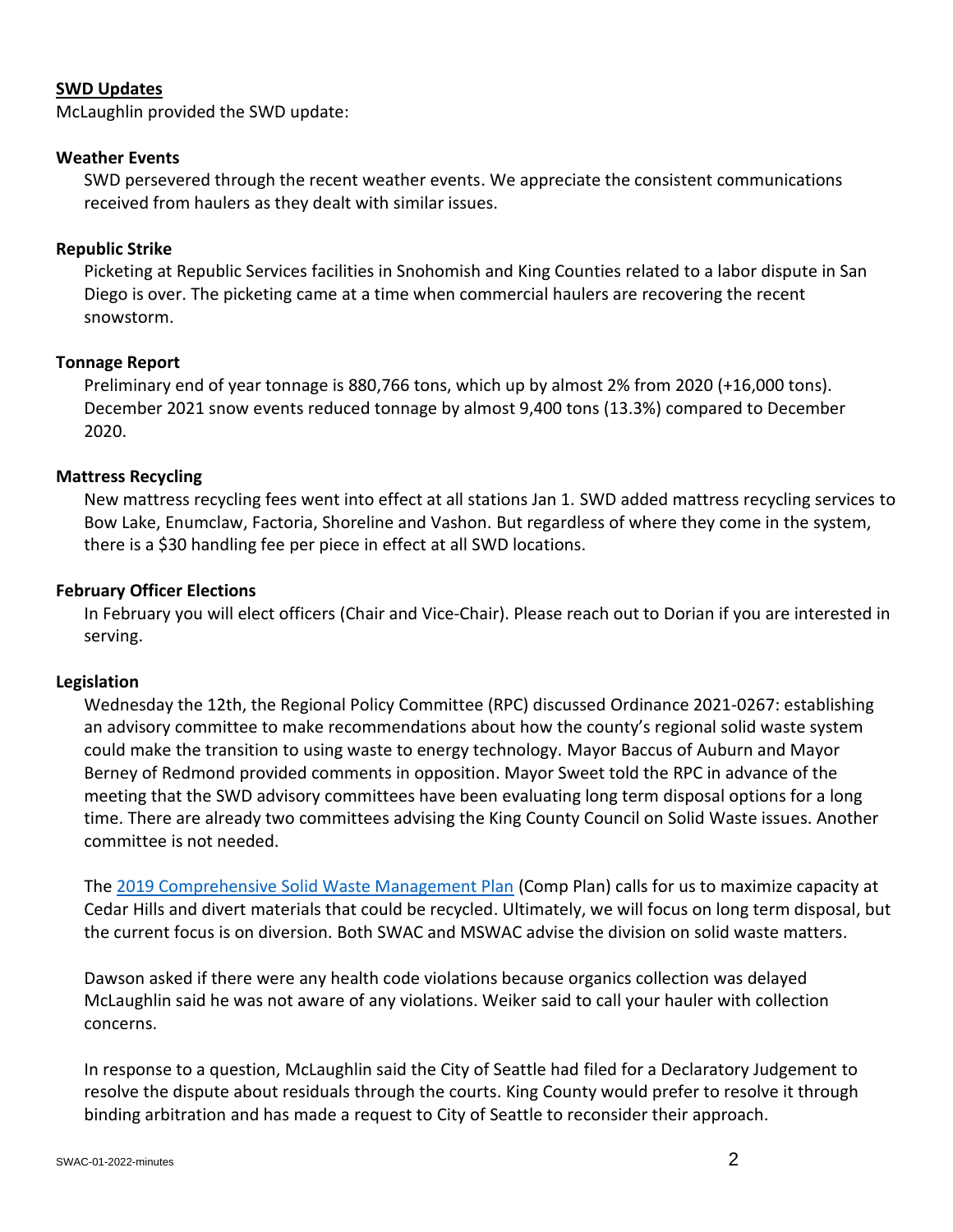## SWD Updates

McLaughlin provided the SWD update:

### Weather Events

SWD persevered through the recent weather events. We appreciate the consistent communications received from haulers as they dealt with similar issues.

### Republic Strike

Picketing at Republic Services facilities in Snohomish and King Counties related to a labor dispute in San Diego is over. The picketing came at a time when commercial haulers are recovering the recent snowstorm.

### Tonnage Report

Preliminary end of year tonnage is 880,766 tons, which up by almost 2% from 2020 (+16,000 tons). December 2021 snow events reduced tonnage by almost 9,400 tons (13.3%) compared to December 2020.

### Mattress Recycling

New mattress recycling fees went into effect at all stations Jan 1. SWD added mattress recycling services to Bow Lake, Enumclaw, Factoria, Shoreline and Vashon. But regardless of where they come in the system, there is a $30 handling fee per piece in effect at all SWD locations.

### February Officer Elections

In February you will elect officers (Chair and Vice-Chair). Please reach out to Dorian if you are interested in serving.

### Legislation

Wednesday the 12th, the Regional Policy Committee (RPC) discussed Ordinance 2021-0267: establishing an advisory committee to make recommendations about how the county's regional solid waste system could make the transition to using waste to energy technology. Mayor Baccus of Auburn and Mayor Berney of Redmond provided comments in opposition. Mayor Sweet told the RPC in advance of the meeting that the SWD advisory committees have been evaluating long term disposal options for a long time. There are already two committees advising the King County Council on Solid Waste issues. Another committee is not needed.

The 2019 Comprehensive Solid Waste Management Plan (Comp Plan) calls for us to maximize capacity at Cedar Hills and divert materials that could be recycled. Ultimately, we will focus on long term disposal, but the current focus is on diversion. Both SWAC and MSWAC advise the division on solid waste matters.

Dawson asked if there were any health code violations because organics collection was delayed McLaughlin said he was not aware of any violations. Weiker said to call your hauler with collection concerns.

In response to a question, McLaughlin said the City of Seattle had filed for a Declaratory Judgement to resolve the dispute about residuals through the courts. King County would prefer to resolve it through binding arbitration and has made a request to City of Seattle to reconsider their approach.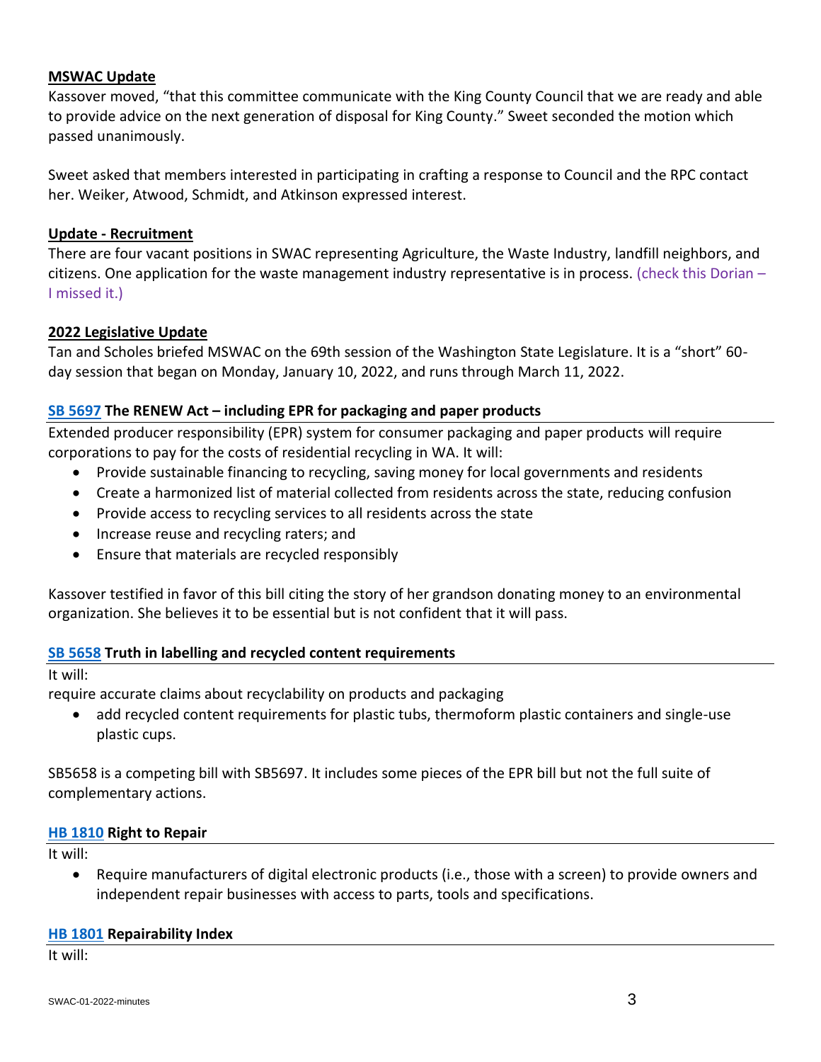**MSWAC Update**

Kassover moved, "that this committee communicate with the King County Council that we are ready and able to provide advice on the next generation of disposal for King County." Sweet seconded the motion which passed unanimously.

Sweet asked that members interested in participating in crafting a response to Council and the RPC contact her. Weiker, Atwood, Schmidt, and Atkinson expressed interest.

**Update - Recruitment**

There are four vacant positions in SWAC representing Agriculture, the Waste Industry, landfill neighbors, and citizens. One application for the waste management industry representative is in process. (check this Dorian – I missed it.)

**2022 Legislative Update**

Tan and Scholes briefed MSWAC on the 69th session of the Washington State Legislature. It is a "short" 60-day session that began on Monday, January 10, 2022, and runs through March 11, 2022.

**SB 5697 The RENEW Act – including EPR for packaging and paper products**

Extended producer responsibility (EPR) system for consumer packaging and paper products will require corporations to pay for the costs of residential recycling in WA. It will:

- Provide sustainable financing to recycling, saving money for local governments and residents
- Create a harmonized list of material collected from residents across the state, reducing confusion
- Provide access to recycling services to all residents across the state
- Increase reuse and recycling raters; and
- Ensure that materials are recycled responsibly

Kassover testified in favor of this bill citing the story of her grandson donating money to an environmental organization. She believes it to be essential but is not confident that it will pass.

**SB 5658 Truth in labelling and recycled content requirements**

It will:

require accurate claims about recyclability on products and packaging

- add recycled content requirements for plastic tubs, thermoform plastic containers and single-use plastic cups.

SB5658 is a competing bill with SB5697. It includes some pieces of the EPR bill but not the full suite of complementary actions.

**HB 1810 Right to Repair**

It will:

- Require manufacturers of digital electronic products (i.e., those with a screen) to provide owners and independent repair businesses with access to parts, tools and specifications.

**HB 1801 Repairability Index**

It will: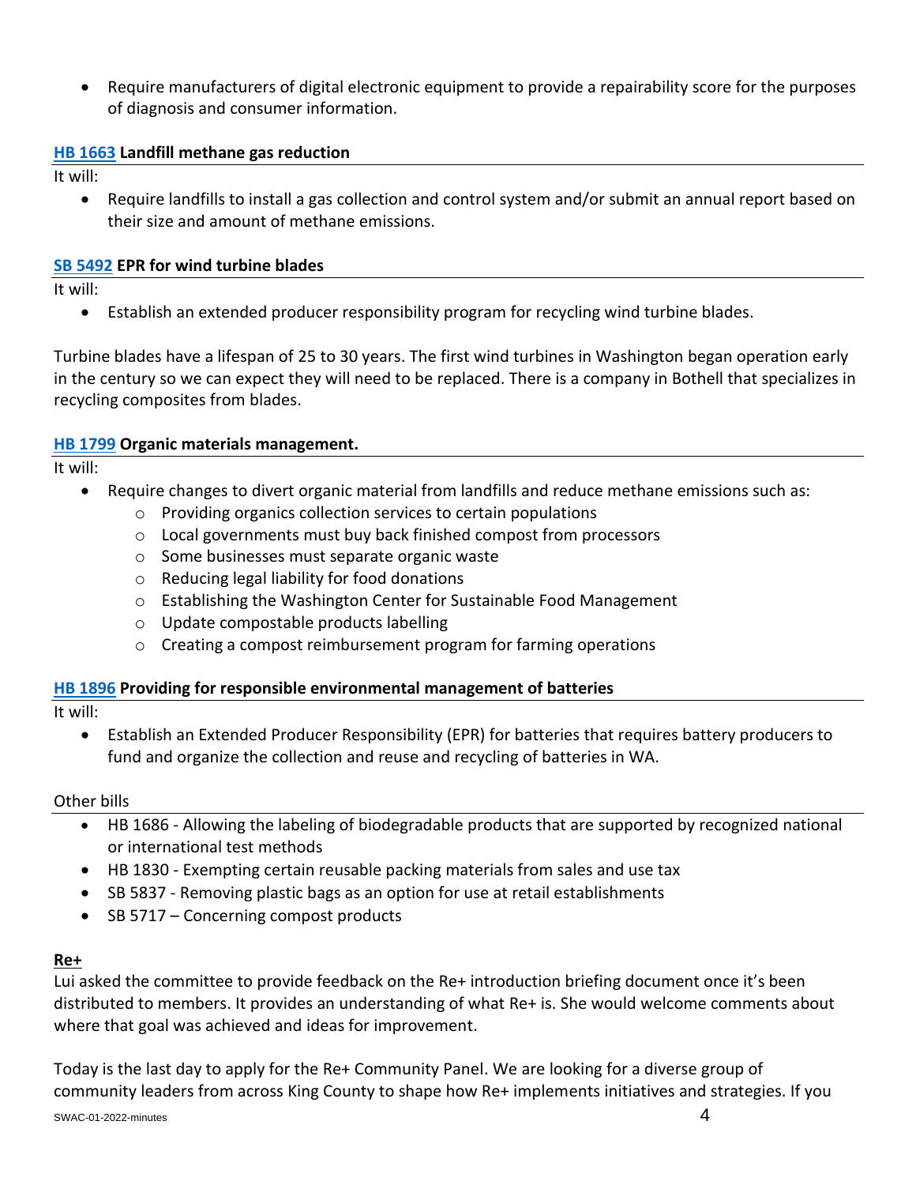- Require manufacturers of digital electronic equipment to provide a repairability score for the purposes of diagnosis and consumer information.

**HB 1663 Landfill methane gas reduction**

It will:

- Require landfills to install a gas collection and control system and/or submit an annual report based on their size and amount of methane emissions.

**SB 5492 EPR for wind turbine blades**

It will:

- Establish an extended producer responsibility program for recycling wind turbine blades.

Turbine blades have a lifespan of 25 to 30 years. The first wind turbines in Washington began operation early in the century so we can expect they will need to be replaced. There is a company in Bothell that specializes in recycling composites from blades.

**HB 1799 Organic materials management.**

It will:

- Require changes to divert organic material from landfills and reduce methane emissions such as:
  - Providing organics collection services to certain populations
  - Local governments must buy back finished compost from processors
  - Some businesses must separate organic waste
  - Reducing legal liability for food donations
  - Establishing the Washington Center for Sustainable Food Management
  - Update compostable products labelling
  - Creating a compost reimbursement program for farming operations

**HB 1896 Providing for responsible environmental management of batteries**

It will:

- Establish an Extended Producer Responsibility (EPR) for batteries that requires battery producers to fund and organize the collection and reuse and recycling of batteries in WA.

Other bills

- HB 1686 - Allowing the labeling of biodegradable products that are supported by recognized national or international test methods
- HB 1830 - Exempting certain reusable packing materials from sales and use tax
- SB 5837 - Removing plastic bags as an option for use at retail establishments
- SB 5717 – Concerning compost products

**Re+**

Lui asked the committee to provide feedback on the Re+ introduction briefing document once it's been distributed to members. It provides an understanding of what Re+ is. She would welcome comments about where that goal was achieved and ideas for improvement.

Today is the last day to apply for the Re+ Community Panel. We are looking for a diverse group of community leaders from across King County to shape how Re+ implements initiatives and strategies. If you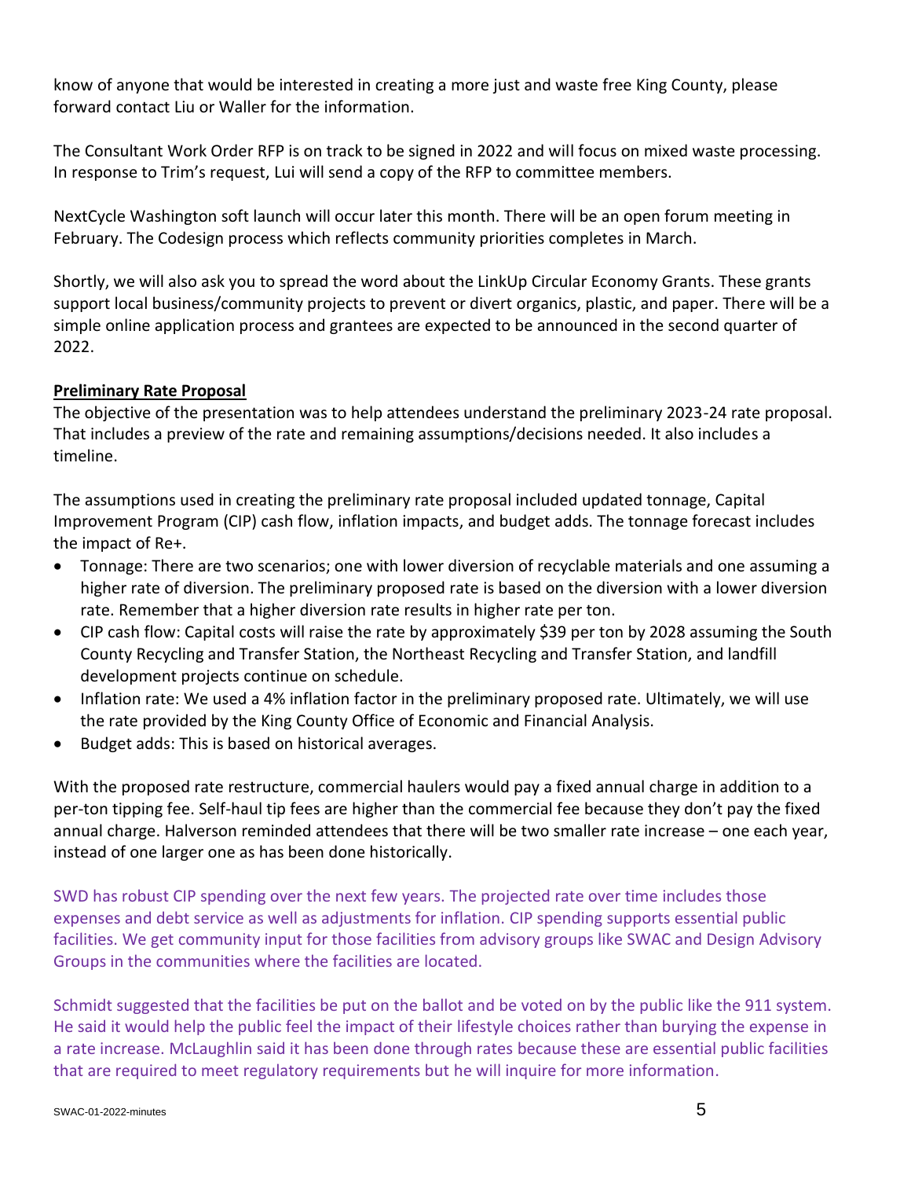know of anyone that would be interested in creating a more just and waste free King County, please forward contact Liu or Waller for the information.

The Consultant Work Order RFP is on track to be signed in 2022 and will focus on mixed waste processing. In response to Trim's request, Lui will send a copy of the RFP to committee members.

NextCycle Washington soft launch will occur later this month. There will be an open forum meeting in February. The Codesign process which reflects community priorities completes in March.

Shortly, we will also ask you to spread the word about the LinkUp Circular Economy Grants. These grants support local business/community projects to prevent or divert organics, plastic, and paper. There will be a simple online application process and grantees are expected to be announced in the second quarter of 2022.

**Preliminary Rate Proposal**

The objective of the presentation was to help attendees understand the preliminary 2023-24 rate proposal. That includes a preview of the rate and remaining assumptions/decisions needed. It also includes a timeline.

The assumptions used in creating the preliminary rate proposal included updated tonnage, Capital Improvement Program (CIP) cash flow, inflation impacts, and budget adds. The tonnage forecast includes the impact of Re+.

- Tonnage: There are two scenarios; one with lower diversion of recyclable materials and one assuming a higher rate of diversion. The preliminary proposed rate is based on the diversion with a lower diversion rate. Remember that a higher diversion rate results in higher rate per ton.
- CIP cash flow: Capital costs will raise the rate by approximately $39 per ton by 2028 assuming the South County Recycling and Transfer Station, the Northeast Recycling and Transfer Station, and landfill development projects continue on schedule.
- Inflation rate: We used a 4% inflation factor in the preliminary proposed rate. Ultimately, we will use the rate provided by the King County Office of Economic and Financial Analysis.
- Budget adds: This is based on historical averages.

With the proposed rate restructure, commercial haulers would pay a fixed annual charge in addition to a per-ton tipping fee. Self-haul tip fees are higher than the commercial fee because they don't pay the fixed annual charge. Halverson reminded attendees that there will be two smaller rate increase – one each year, instead of one larger one as has been done historically.

SWD has robust CIP spending over the next few years. The projected rate over time includes those expenses and debt service as well as adjustments for inflation. CIP spending supports essential public facilities. We get community input for those facilities from advisory groups like SWAC and Design Advisory Groups in the communities where the facilities are located.

Schmidt suggested that the facilities be put on the ballot and be voted on by the public like the 911 system. He said it would help the public feel the impact of their lifestyle choices rather than burying the expense in a rate increase. McLaughlin said it has been done through rates because these are essential public facilities that are required to meet regulatory requirements but he will inquire for more information.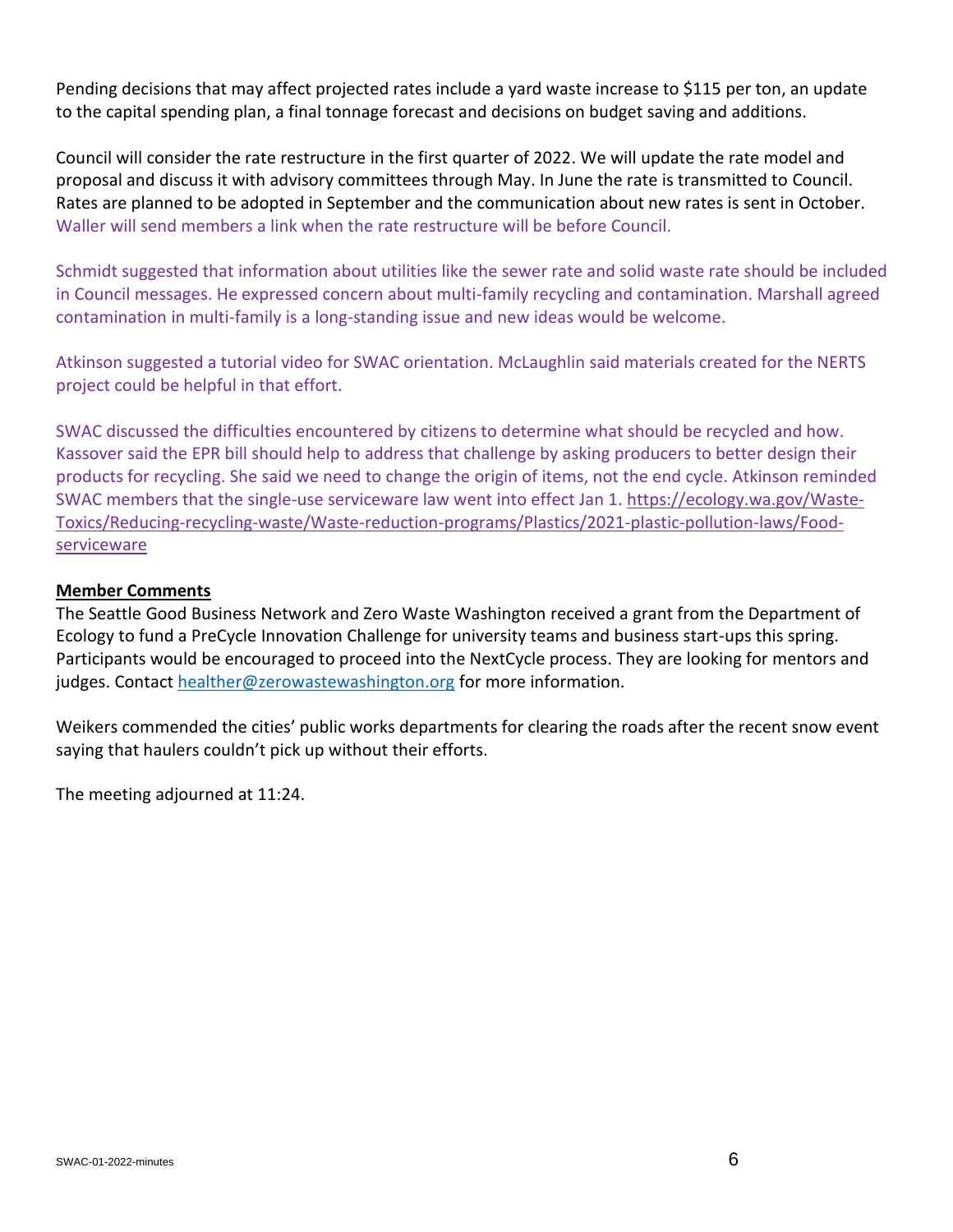Pending decisions that may affect projected rates include a yard waste increase to $115 per ton, an update to the capital spending plan, a final tonnage forecast and decisions on budget saving and additions.

Council will consider the rate restructure in the first quarter of 2022. We will update the rate model and proposal and discuss it with advisory committees through May. In June the rate is transmitted to Council. Rates are planned to be adopted in September and the communication about new rates is sent in October. Waller will send members a link when the rate restructure will be before Council.

Schmidt suggested that information about utilities like the sewer rate and solid waste rate should be included in Council messages. He expressed concern about multi-family recycling and contamination. Marshall agreed contamination in multi-family is a long-standing issue and new ideas would be welcome.

Atkinson suggested a tutorial video for SWAC orientation. McLaughlin said materials created for the NERTS project could be helpful in that effort.

SWAC discussed the difficulties encountered by citizens to determine what should be recycled and how. Kassover said the EPR bill should help to address that challenge by asking producers to better design their products for recycling. She said we need to change the origin of items, not the end cycle. Atkinson reminded SWAC members that the single-use serviceware law went into effect Jan 1. https://ecology.wa.gov/Waste-Toxics/Reducing-recycling-waste/Waste-reduction-programs/Plastics/2021-plastic-pollution-laws/Food-serviceware

**Member Comments**

The Seattle Good Business Network and Zero Waste Washington received a grant from the Department of Ecology to fund a PreCycle Innovation Challenge for university teams and business start-ups this spring. Participants would be encouraged to proceed into the NextCycle process. They are looking for mentors and judges. Contact healther@zerowastewashington.org for more information.

Weikers commended the cities' public works departments for clearing the roads after the recent snow event saying that haulers couldn't pick up without their efforts.

The meeting adjourned at 11:24.